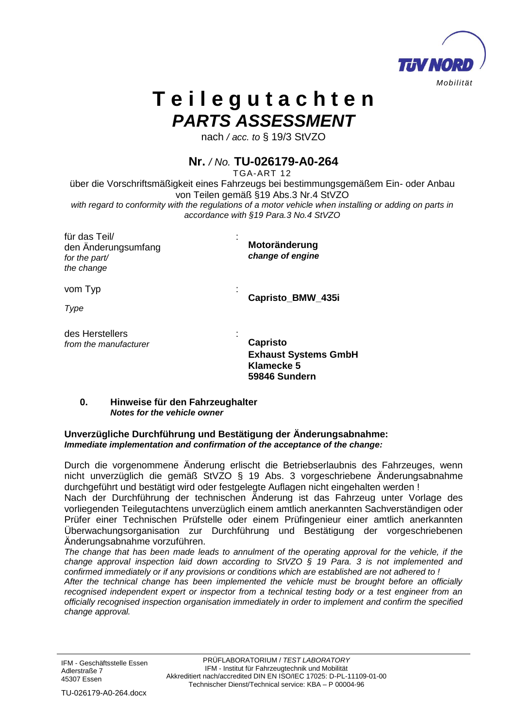TÜV NORD
*Mobilität*

# Teilegutachten
# *PARTS ASSESSMENT*

nach */ acc. to* § 19/3 StVZO

## Nr. */ No.* TU-026179-A0-264

TGA-ART 12

über die Vorschriftsmäßigkeit eines Fahrzeugs bei bestimmungsgemäßem Ein- oder Anbau von Teilen gemäß §19 Abs.3 Nr.4 StVZO

*with regard to conformity with the regulations of a motor vehicle when installing or adding on parts in accordance with §19 Para.3 No.4 StVZO*

| | | |
|---|---|---|
| für das Teil/<br>den Änderungsumfang<br>*for the part/*<br>*the change* | : | **Motoränderung**<br>***change of engine*** |
| vom Typ<br><br>*Type* | : | **Capristo_BMW_435i** |
| des Herstellers<br>*from the manufacturer* | : | **Capristo**<br>**Exhaust Systems GmbH**<br>**Klamecke 5**<br>**59846 Sundern** |

### 0. Hinweise für den Fahrzeughalter
### ***Notes for the vehicle owner***

**Unverzügliche Durchführung und Bestätigung der Änderungsabnahme:**
***Immediate implementation and confirmation of the acceptance of the change:***

Durch die vorgenommene Änderung erlischt die Betriebserlaubnis des Fahrzeuges, wenn nicht unverzüglich die gemäß StVZO § 19 Abs. 3 vorgeschriebene Änderungsabnahme durchgeführt und bestätigt wird oder festgelegte Auflagen nicht eingehalten werden !

Nach der Durchführung der technischen Änderung ist das Fahrzeug unter Vorlage des vorliegenden Teilegutachtens unverzüglich einem amtlich anerkannten Sachverständigen oder Prüfer einer Technischen Prüfstelle oder einem Prüfingenieur einer amtlich anerkannten Überwachungsorganisation zur Durchführung und Bestätigung der vorgeschriebenen Änderungsabnahme vorzuführen.

*The change that has been made leads to annulment of the operating approval for the vehicle, if the change approval inspection laid down according to StVZO § 19 Para. 3 is not implemented and confirmed immediately or if any provisions or conditions which are established are not adhered to !*

*After the technical change has been implemented the vehicle must be brought before an officially recognised independent expert or inspector from a technical testing body or a test engineer from an officially recognised inspection organisation immediately in order to implement and confirm the specified change approval.*

IFM - Geschäftsstelle Essen
Adlerstraße 7
45307 Essen

PRÜFLABORATORIUM / *TEST LABORATORY*
IFM - Institut für Fahrzeugtechnik und Mobilität
Akkreditiert nach/accredited DIN EN ISO/IEC 17025: D-PL-11109-01-00
Technischer Dienst/Technical service: KBA – P 00004-96

TU-026179-A0-264.docx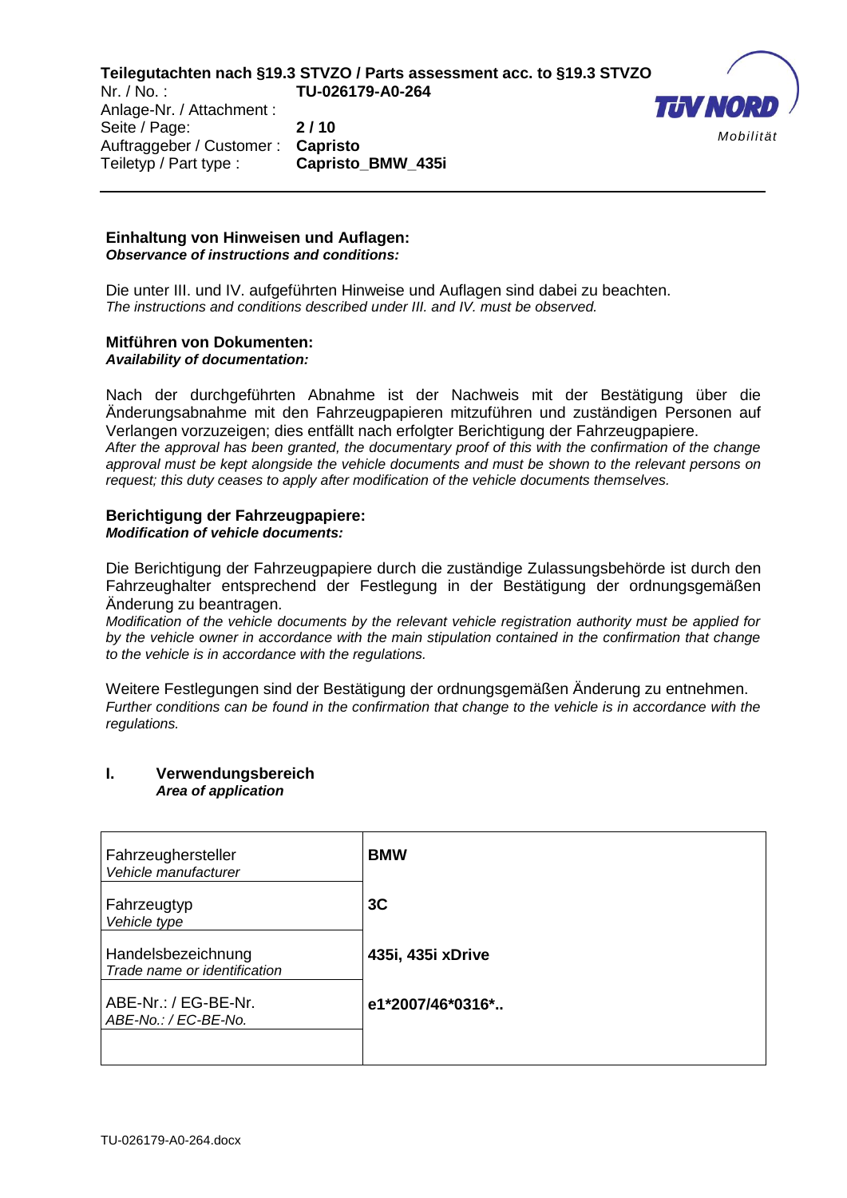**Einhaltung von Hinweisen und Auflagen:**
***Observance of instructions and conditions:***

Die unter III. und IV. aufgeführten Hinweise und Auflagen sind dabei zu beachten.
*The instructions and conditions described under III. and IV. must be observed.*

**Mitführen von Dokumenten:**
***Availability of documentation:***

Nach der durchgeführten Abnahme ist der Nachweis mit der Bestätigung über die Änderungsabnahme mit den Fahrzeugpapieren mitzuführen und zuständigen Personen auf Verlangen vorzuzeigen; dies entfällt nach erfolgter Berichtigung der Fahrzeugpapiere.
*After the approval has been granted, the documentary proof of this with the confirmation of the change approval must be kept alongside the vehicle documents and must be shown to the relevant persons on request; this duty ceases to apply after modification of the vehicle documents themselves.*

**Berichtigung der Fahrzeugpapiere:**
***Modification of vehicle documents:***

Die Berichtigung der Fahrzeugpapiere durch die zuständige Zulassungsbehörde ist durch den Fahrzeughalter entsprechend der Festlegung in der Bestätigung der ordnungsgemäßen Änderung zu beantragen.
*Modification of the vehicle documents by the relevant vehicle registration authority must be applied for by the vehicle owner in accordance with the main stipulation contained in the confirmation that change to the vehicle is in accordance with the regulations.*

Weitere Festlegungen sind der Bestätigung der ordnungsgemäßen Änderung zu entnehmen.
*Further conditions can be found in the confirmation that change to the vehicle is in accordance with the regulations.*

## I. Verwendungsbereich
***Area of application***

| | |
|---|---|
| Fahrzeughersteller<br>*Vehicle manufacturer* | **BMW** |
| Fahrzeugtyp<br>*Vehicle type* | **3C** |
| Handelsbezeichnung<br>*Trade name or identification* | **435i, 435i xDrive** |
| ABE-Nr.: / EG-BE-Nr.<br>*ABE-No.: / EC-BE-No.* | **e1*2007/46*0316*..** |
| | |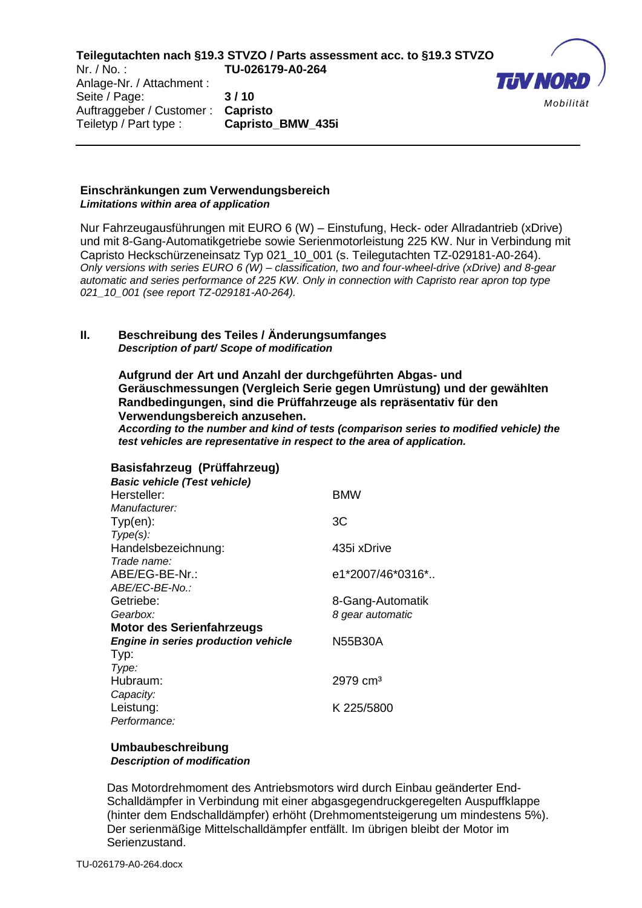**Einschränkungen zum Verwendungsbereich**
***Limitations within area of application***

Nur Fahrzeugausführungen mit EURO 6 (W) – Einstufung, Heck- oder Allradantrieb (xDrive) und mit 8-Gang-Automatikgetriebe sowie Serienmotorleistung 225 KW. Nur in Verbindung mit Capristo Heckschürzeneinsatz Typ 021_10_001 (s. Teilegutachten TZ-029181-A0-264).
*Only versions with series EURO 6 (W) – classification, two and four-wheel-drive (xDrive) and 8-gear automatic and series performance of 225 KW. Only in connection with Capristo rear apron top type 021_10_001 (see report TZ-029181-A0-264).*

## II. Beschreibung des Teiles / Änderungsumfanges
***Description of part/ Scope of modification***

**Aufgrund der Art und Anzahl der durchgeführten Abgas- und Geräuschmessungen (Vergleich Serie gegen Umrüstung) und der gewählten Randbedingungen, sind die Prüffahrzeuge als repräsentativ für den Verwendungsbereich anzusehen.**
***According to the number and kind of tests (comparison series to modified vehicle) the test vehicles are representative in respect to the area of application.***

**Basisfahrzeug (Prüffahrzeug)**
***Basic vehicle (Test vehicle)***

| | |
|---|---|
| Hersteller: *Manufacturer:* | BMW |
| Typ(en): *Type(s):* | 3C |
| Handelsbezeichnung: *Trade name:* | 435i xDrive |
| ABE/EG-BE-Nr.: *ABE/EC-BE-No.:* | e1*2007/46*0316*.. |
| Getriebe: *Gearbox:* | 8-Gang-Automatik *8 gear automatic* |
| **Motor des Serienfahrzeugs** ***Engine in series production vehicle*** | |
| Typ: *Type:* | N55B30A |
| Hubraum: *Capacity:* | 2979 cm³ |
| Leistung: *Performance:* | K 225/5800 |

**Umbaubeschreibung**
***Description of modification***

Das Motordrehmoment des Antriebsmotors wird durch Einbau geänderter End-Schalldämpfer in Verbindung mit einer abgasgegendruckgeregelten Auspuffklappe (hinter dem Endschalldämpfer) erhöht (Drehmomentsteigerung um mindestens 5%). Der serienmäßige Mittelschalldämpfer entfällt. Im übrigen bleibt der Motor im Serienzustand.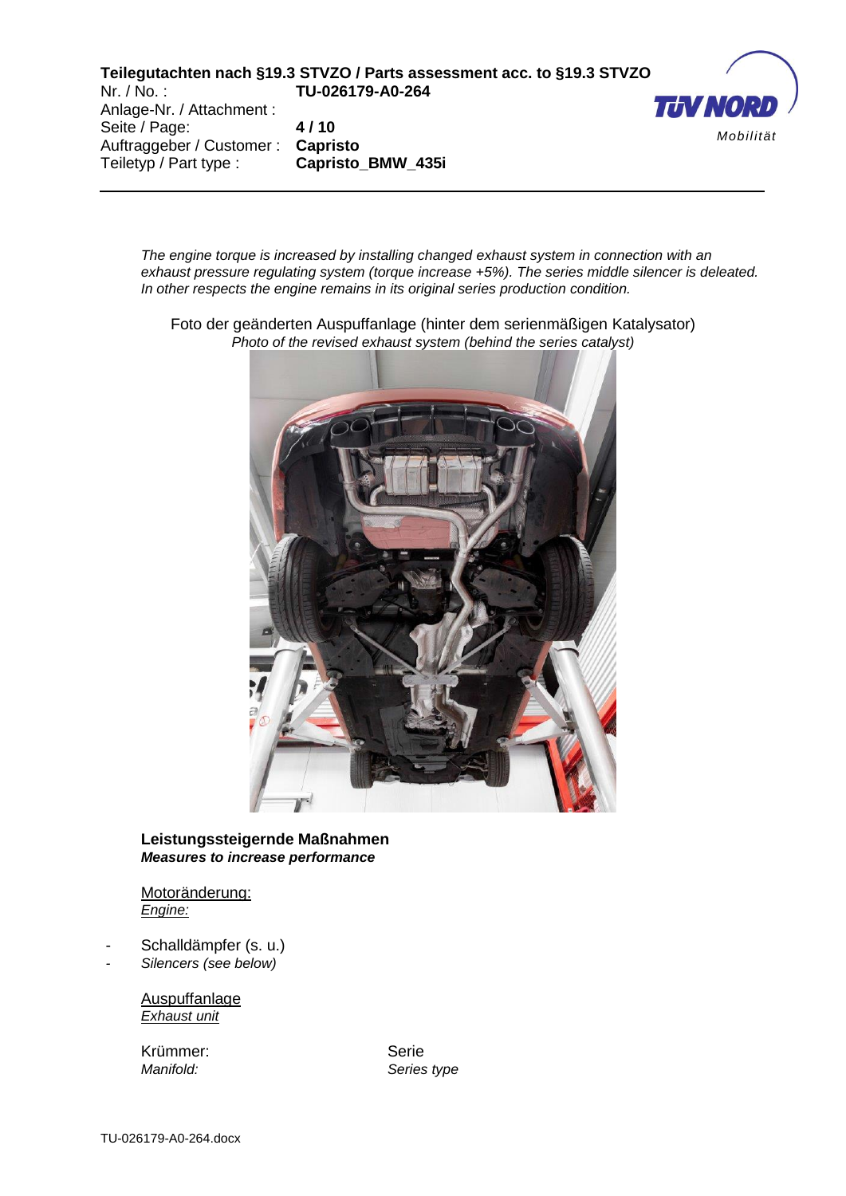*The engine torque is increased by installing changed exhaust system in connection with an exhaust pressure regulating system (torque increase +5%). The series middle silencer is deleated. In other respects the engine remains in its original series production condition.*

Foto der geänderten Auspuffanlage (hinter dem serienmäßigen Katalysator)
*Photo of the revised exhaust system (behind the series catalyst)*

**Leistungssteigernde Maßnahmen**
***Measures to increase performance***

Motoränderung:
*Engine:*

- Schalldämpfer (s. u.)
- *Silencers (see below)*

Auspuffanlage
*Exhaust unit*

| | |
|---|---|
| Krümmer:<br>*Manifold:* | Serie<br>*Series type* |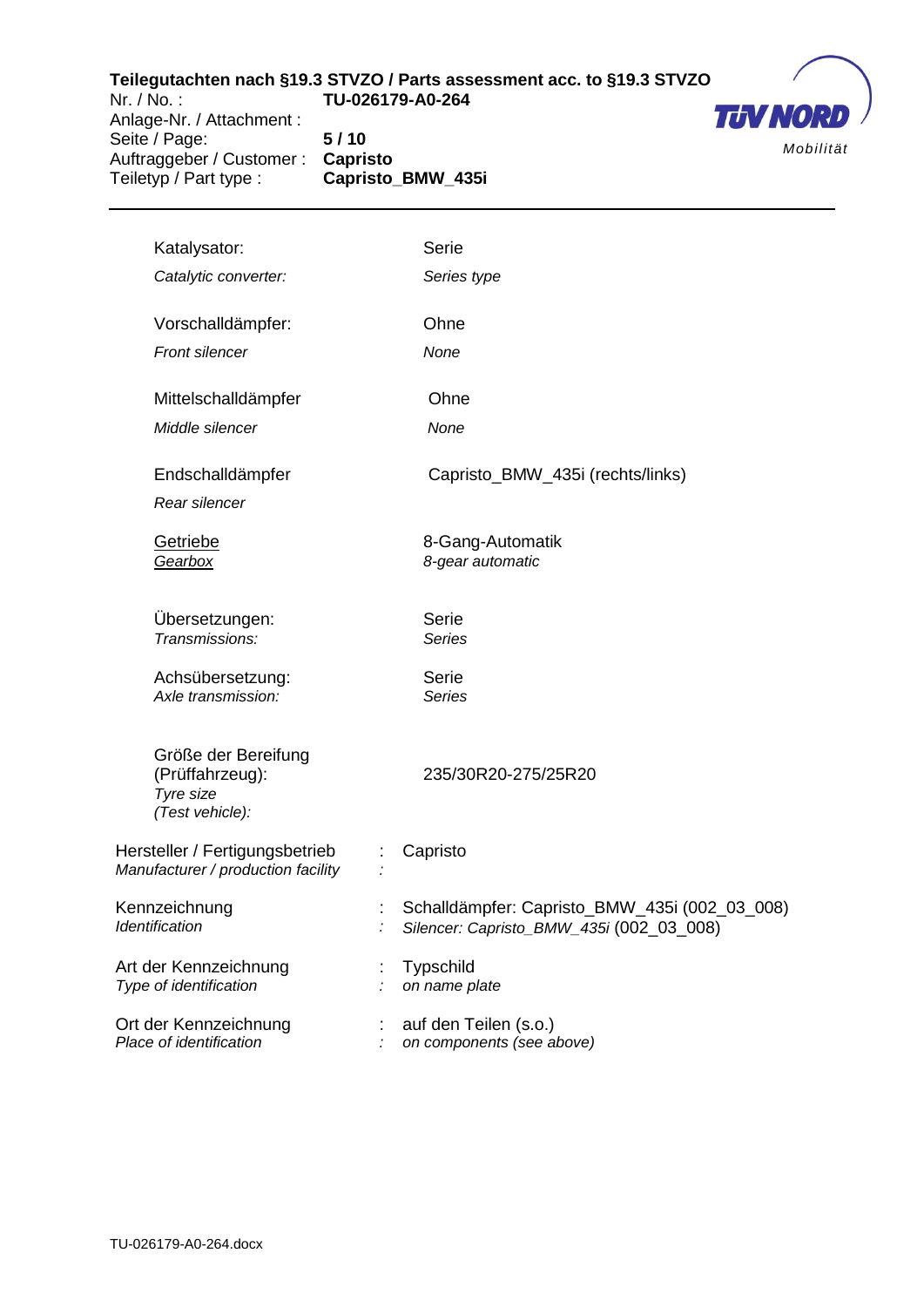| | |
|---|---|
| Katalysator:<br>*Catalytic converter:* | Serie<br>*Series type* |
| Vorschalldämpfer:<br>*Front silencer* | Ohne<br>*None* |
| Mittelschalldämpfer<br>*Middle silencer* | Ohne<br>*None* |
| Endschalldämpfer<br>*Rear silencer* | Capristo_BMW_435i (rechts/links) |
| Getriebe<br>*Gearbox* | 8-Gang-Automatik<br>*8-gear automatic* |
| Übersetzungen:<br>*Transmissions:* | Serie<br>*Series* |
| Achsübersetzung:<br>*Axle transmission:* | Serie<br>*Series* |
| Größe der Bereifung (Prüffahrzeug):<br>*Tyre size (Test vehicle):* | 235/30R20-275/25R20 |

| | | |
|---|---|---|
| Hersteller / Fertigungsbetrieb<br>*Manufacturer / production facility* | :<br>: | Capristo |
| Kennzeichnung<br>*Identification* | :<br>: | Schalldämpfer: Capristo_BMW_435i (002_03_008)<br>*Silencer: Capristo_BMW_435i* (002_03_008) |
| Art der Kennzeichnung<br>*Type of identification* | :<br>: | Typschild<br>*on name plate* |
| Ort der Kennzeichnung<br>*Place of identification* | :<br>: | auf den Teilen (s.o.)<br>*on components (see above)* |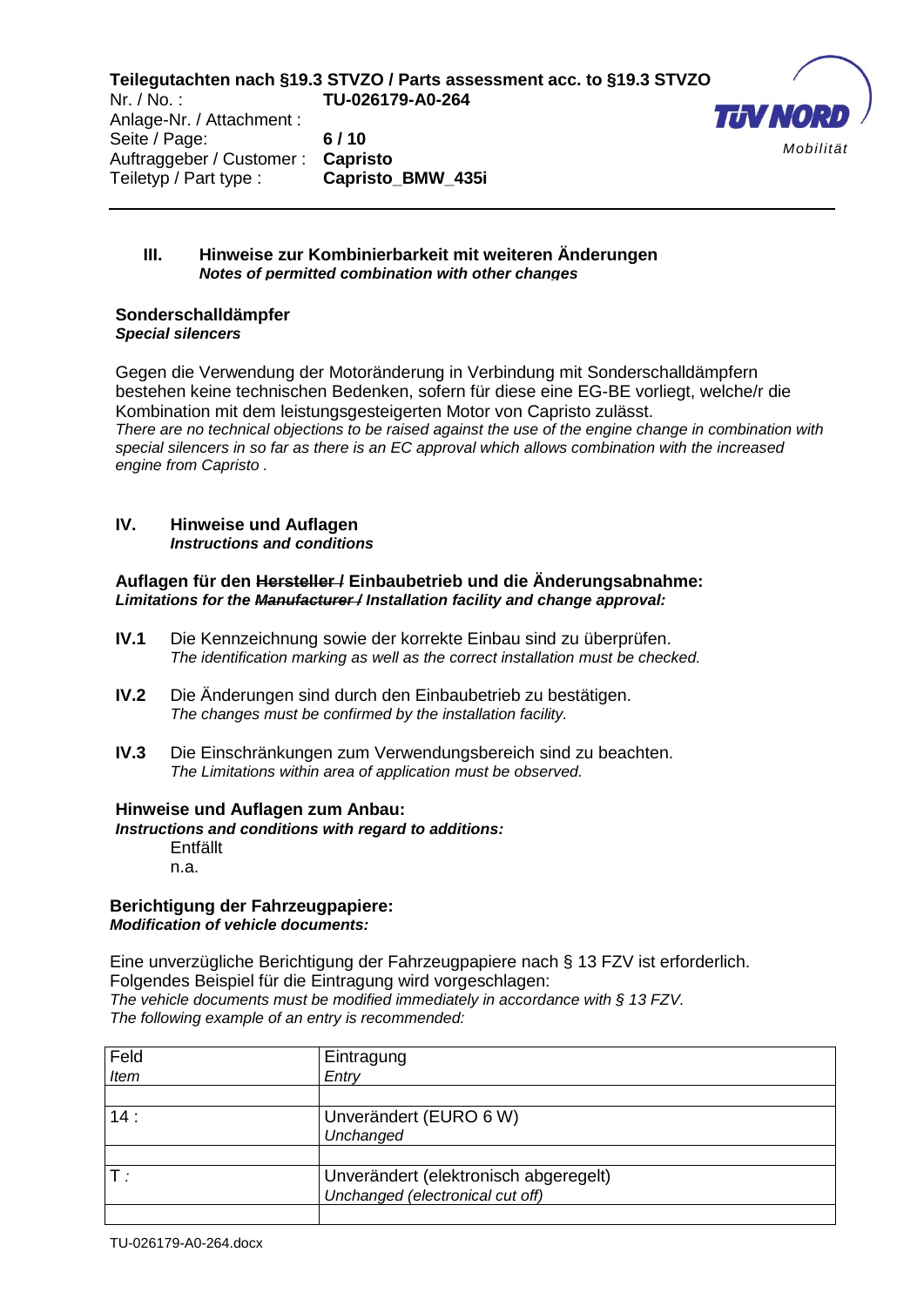### III. Hinweise zur Kombinierbarkeit mit weiteren Änderungen
***Notes of permitted combination with other changes***

**Sonderschalldämpfer**
***Special silencers***

Gegen die Verwendung der Motoränderung in Verbindung mit Sonderschalldämpfern bestehen keine technischen Bedenken, sofern für diese eine EG-BE vorliegt, welche/r die Kombination mit dem leistungsgesteigerten Motor von Capristo zulässt.
*There are no technical objections to be raised against the use of the engine change in combination with special silencers in so far as there is an EC approval which allows combination with the increased engine from Capristo .*

### IV. Hinweise und Auflagen
***Instructions and conditions***

**Auflagen für den ~~Hersteller /~~ Einbaubetrieb und die Änderungsabnahme:**
***Limitations for the ~~Manufacturer /~~ Installation facility and change approval:***

**IV.1** Die Kennzeichnung sowie der korrekte Einbau sind zu überprüfen.
*The identification marking as well as the correct installation must be checked.*

**IV.2** Die Änderungen sind durch den Einbaubetrieb zu bestätigen.
*The changes must be confirmed by the installation facility.*

**IV.3** Die Einschränkungen zum Verwendungsbereich sind zu beachten.
*The Limitations within area of application must be observed.*

**Hinweise und Auflagen zum Anbau:**
***Instructions and conditions with regard to additions:***
Entfällt
n.a.

**Berichtigung der Fahrzeugpapiere:**
***Modification of vehicle documents:***

Eine unverzügliche Berichtigung der Fahrzeugpapiere nach § 13 FZV ist erforderlich.
Folgendes Beispiel für die Eintragung wird vorgeschlagen:
*The vehicle documents must be modified immediately in accordance with § 13 FZV.*
*The following example of an entry is recommended:*

| Feld<br>*Item* | Eintragung<br>*Entry* |
|---|---|
| | |
| 14 : | Unverändert (EURO 6 W)<br>*Unchanged* |
| | |
| T *:* | Unverändert (elektronisch abgeregelt)<br>*Unchanged (electronical cut off)* |
| | |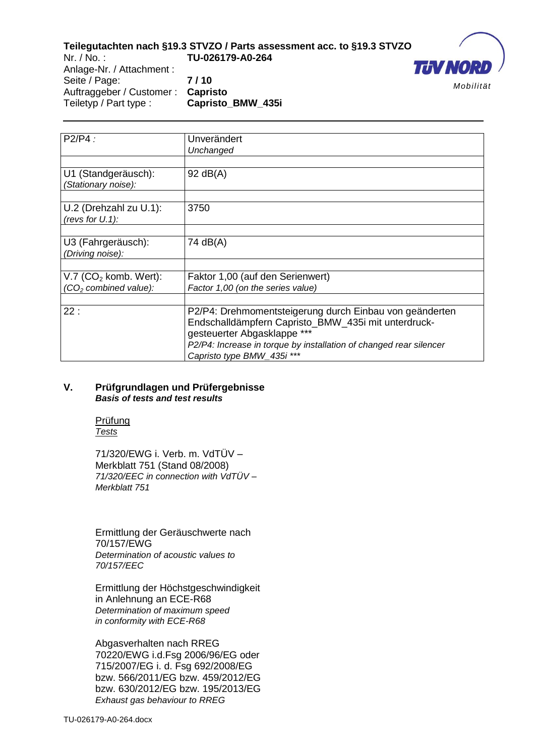| P2/P4 : | Unverändert<br>*Unchanged* |
|---|---|
| | |
| U1 (Standgeräusch):<br>*(Stationary noise):* | 92 dB(A) |
| | |
| U.2 (Drehzahl zu U.1):<br>*(revs for U.1):* | 3750 |
| | |
| U3 (Fahrgeräusch):<br>*(Driving noise):* | 74 dB(A) |
| | |
| V.7 ($CO_2$ komb. Wert):<br>*($CO_2$ combined value):* | Faktor 1,00 (auf den Serienwert)<br>*Factor 1,00 (on the series value)* |
| | |
| 22 : | P2/P4: Drehmomentsteigerung durch Einbau von geänderten Endschalldämpfern Capristo_BMW_435i mit unterdruck-gesteuerter Abgasklappe ***<br>*P2/P4: Increase in torque by installation of changed rear silencer Capristo type BMW_435i ****|

## V. Prüfgrundlagen und Prüfergebnisse
***Basis of tests and test results***

Prüfung
*Tests*

71/320/EWG i. Verb. m. VdTÜV – Merkblatt 751 (Stand 08/2008)
*71/320/EEC in connection with VdTÜV – Merkblatt 751*

Ermittlung der Geräuschwerte nach 70/157/EWG
*Determination of acoustic values to 70/157/EEC*

Ermittlung der Höchstgeschwindigkeit in Anlehnung an ECE-R68
*Determination of maximum speed in conformity with ECE-R68*

Abgasverhalten nach RREG 70220/EWG i.d.Fsg 2006/96/EG oder 715/2007/EG i. d. Fsg 692/2008/EG bzw. 566/2011/EG bzw. 459/2012/EG bzw. 630/2012/EG bzw. 195/2013/EG
*Exhaust gas behaviour to RREG*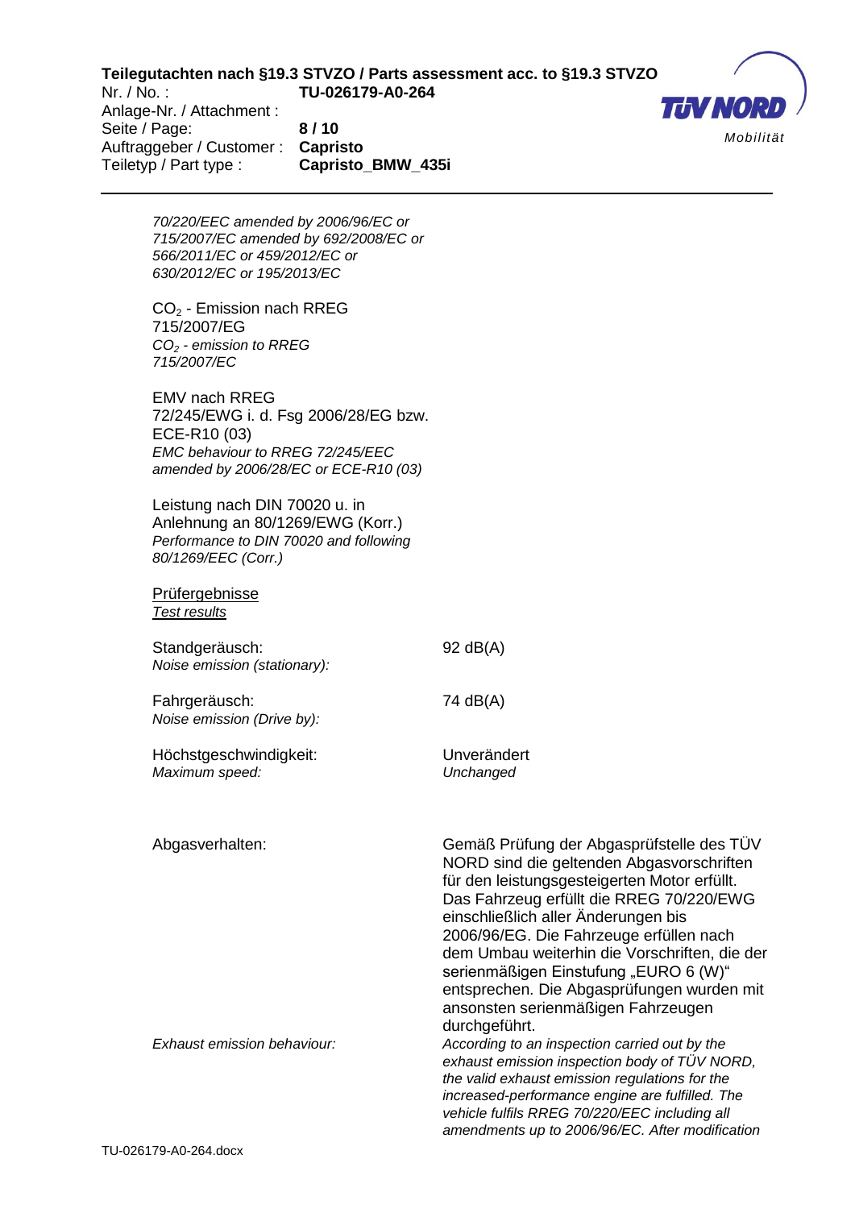*70/220/EEC amended by 2006/96/EC or*
*715/2007/EC amended by 692/2008/EC or*
*566/2011/EC or 459/2012/EC or*
*630/2012/EC or 195/2013/EC*

$CO_2$ - Emission nach RREG
715/2007/EG
*$CO_2$ - emission to RREG*
*715/2007/EC*

EMV nach RREG
72/245/EWG i. d. Fsg 2006/28/EG bzw.
ECE-R10 (03)
*EMC behaviour to RREG 72/245/EEC*
*amended by 2006/28/EC or ECE-R10 (03)*

Leistung nach DIN 70020 u. in
Anlehnung an 80/1269/EWG (Korr.)
*Performance to DIN 70020 and following*
*80/1269/EEC (Corr.)*

<u>Prüfergebnisse</u>
<u>*Test results*</u>

| | |
|---|---|
| Standgeräusch:<br>*Noise emission (stationary):* | 92 dB(A) |
| Fahrgeräusch:<br>*Noise emission (Drive by):* | 74 dB(A) |
| Höchstgeschwindigkeit:<br>*Maximum speed:* | Unverändert<br>*Unchanged* |
| Abgasverhalten: | Gemäß Prüfung der Abgasprüfstelle des TÜV NORD sind die geltenden Abgasvorschriften für den leistungsgesteigerten Motor erfüllt. Das Fahrzeug erfüllt die RREG 70/220/EWG einschließlich aller Änderungen bis 2006/96/EG. Die Fahrzeuge erfüllen nach dem Umbau weiterhin die Vorschriften, die der serienmäßigen Einstufung „EURO 6 (W)" entsprechen. Die Abgasprüfungen wurden mit ansonsten serienmäßigen Fahrzeugen durchgeführt. |
| *Exhaust emission behaviour:* | *According to an inspection carried out by the exhaust emission inspection body of TÜV NORD, the valid exhaust emission regulations for the increased-performance engine are fulfilled. The vehicle fulfils RREG 70/220/EEC including all amendments up to 2006/96/EC. After modification* |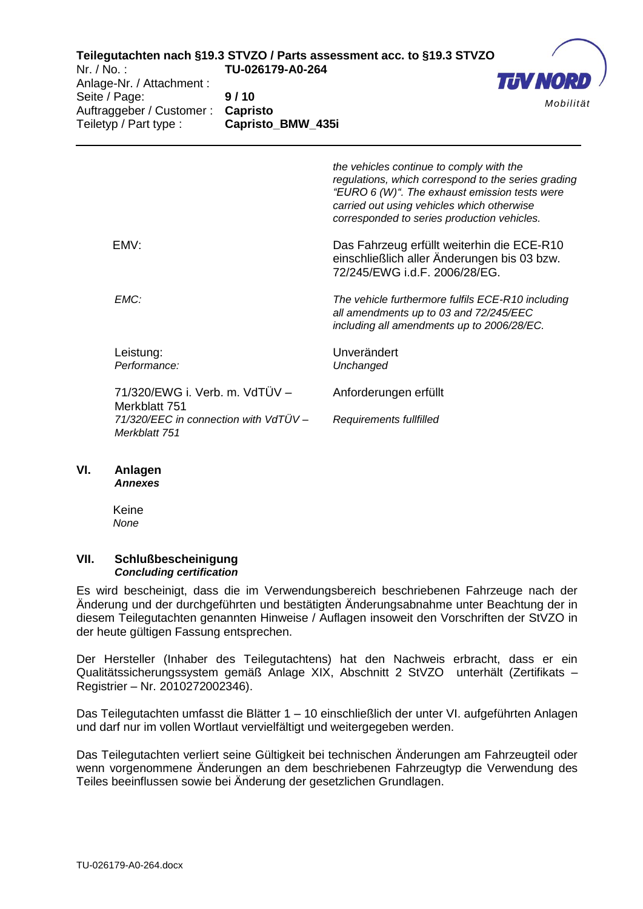| | |
|---|---|
| | *the vehicles continue to comply with the regulations, which correspond to the series grading "EURO 6 (W)". The exhaust emission tests were carried out using vehicles which otherwise corresponded to series production vehicles.* |
| EMV: | Das Fahrzeug erfüllt weiterhin die ECE-R10 einschließlich aller Änderungen bis 03 bzw. 72/245/EWG i.d.F. 2006/28/EG. |
| *EMC:* | *The vehicle furthermore fulfils ECE-R10 including all amendments up to 03 and 72/245/EEC including all amendments up to 2006/28/EC.* |
| Leistung:<br>*Performance:* | Unverändert<br>*Unchanged* |
| 71/320/EWG i. Verb. m. VdTÜV – Merkblatt 751<br>*71/320/EEC in connection with VdTÜV – Merkblatt 751* | Anforderungen erfüllt<br>*Requirements fullfilled* |

## VI. Anlagen
***Annexes***

Keine
*None*

## VII. Schlußbescheinigung
***Concluding certification***

Es wird bescheinigt, dass die im Verwendungsbereich beschriebenen Fahrzeuge nach der Änderung und der durchgeführten und bestätigten Änderungsabnahme unter Beachtung der in diesem Teilegutachten genannten Hinweise / Auflagen insoweit den Vorschriften der StVZO in der heute gültigen Fassung entsprechen.

Der Hersteller (Inhaber des Teilegutachtens) hat den Nachweis erbracht, dass er ein Qualitätssicherungssystem gemäß Anlage XIX, Abschnitt 2 StVZO unterhält (Zertifikats – Registrier – Nr. 2010272002346).

Das Teilegutachten umfasst die Blätter 1 – 10 einschließlich der unter VI. aufgeführten Anlagen und darf nur im vollen Wortlaut vervielfältigt und weitergegeben werden.

Das Teilegutachten verliert seine Gültigkeit bei technischen Änderungen am Fahrzeugteil oder wenn vorgenommene Änderungen an dem beschriebenen Fahrzeugtyp die Verwendung des Teiles beeinflussen sowie bei Änderung der gesetzlichen Grundlagen.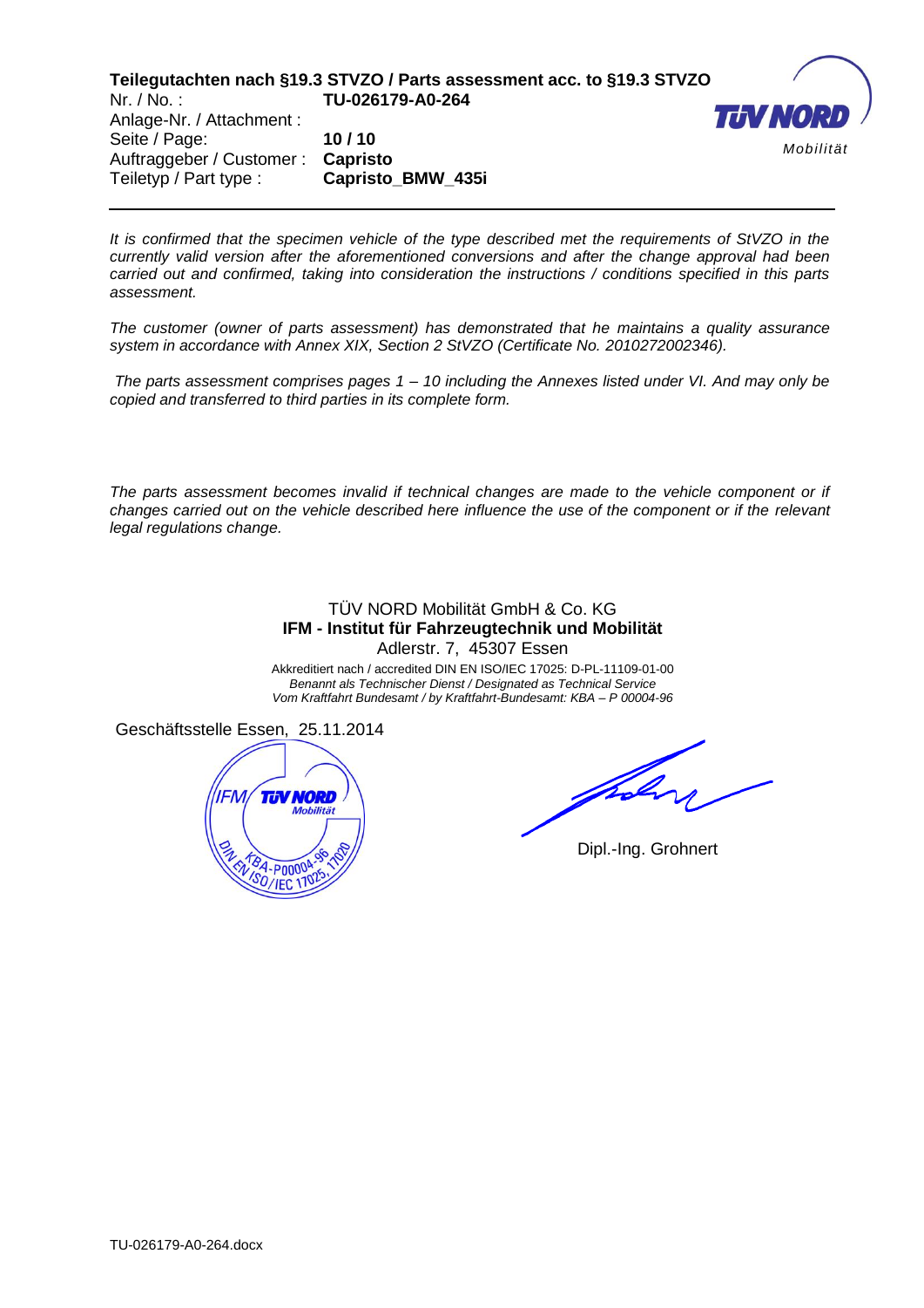**Teilegutachten nach §19.3 STVZO / Parts assessment acc. to §19.3 STVZO**

Nr. / No. : **TU-026179-A0-264**
Anlage-Nr. / Attachment :
Seite / Page: **10 / 10**
Auftraggeber / Customer : **Capristo**
Teiletyp / Part type : **Capristo_BMW_435i**

---

*It is confirmed that the specimen vehicle of the type described met the requirements of StVZO in the currently valid version after the aforementioned conversions and after the change approval had been carried out and confirmed, taking into consideration the instructions / conditions specified in this parts assessment.*

*The customer (owner of parts assessment) has demonstrated that he maintains a quality assurance system in accordance with Annex XIX, Section 2 StVZO (Certificate No. 2010272002346).*

*The parts assessment comprises pages 1 – 10 including the Annexes listed under VI. And may only be copied and transferred to third parties in its complete form.*

*The parts assessment becomes invalid if technical changes are made to the vehicle component or if changes carried out on the vehicle described here influence the use of the component or if the relevant legal regulations change.*

TÜV NORD Mobilität GmbH & Co. KG
**IFM - Institut für Fahrzeugtechnik und Mobilität**
Adlerstr. 7, 45307 Essen
Akkreditiert nach / accredited DIN EN ISO/IEC 17025: D-PL-11109-01-00
*Benannt als Technischer Dienst / Designated as Technical Service*
*Vom Kraftfahrt Bundesamt / by Kraftfahrt-Bundesamt: KBA – P 00004-96*

Geschäftsstelle Essen, 25.11.2014

Dipl.-Ing. Grohnert